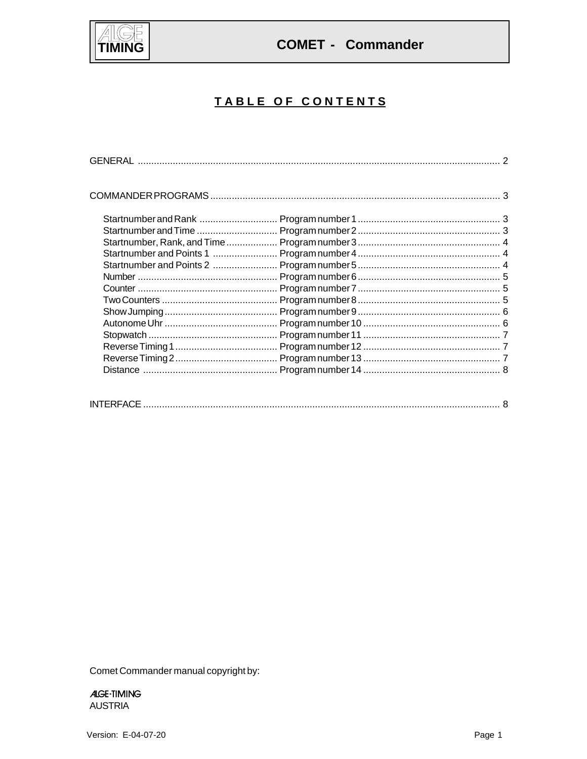# TABLE OF CONTENTS

GENERAL ....................................................................................................................................... 2

COMMANDER PROGRAMS ........................................................................................................... 3

| Program | Number | Page |
| --- | --- | --- |
| Startnumber and Rank | Program number 1 | 3 |
| Startnumber and Time | Program number 2 | 3 |
| Startnumber, Rank, and Time | Program number 3 | 4 |
| Startnumber and Points 1 | Program number 4 | 4 |
| Startnumber and Points 2 | Program number 5 | 4 |
| Number | Program number 6 | 5 |
| Counter | Program number 7 | 5 |
| Two Counters | Program number 8 | 5 |
| Show Jumping | Program number 9 | 6 |
| Autonome Uhr | Program number 10 | 6 |
| Stopwatch | Program number 11 | 7 |
| Reverse Timing 1 | Program number 12 | 7 |
| Reverse Timing 2 | Program number 13 | 7 |
| Distance | Program number 14 | 8 |

INTERFACE .................................................................................................................................... 8

Comet Commander manual copyright by:

ALGE-TIMING
AUSTRIA

Version: E-04-07-20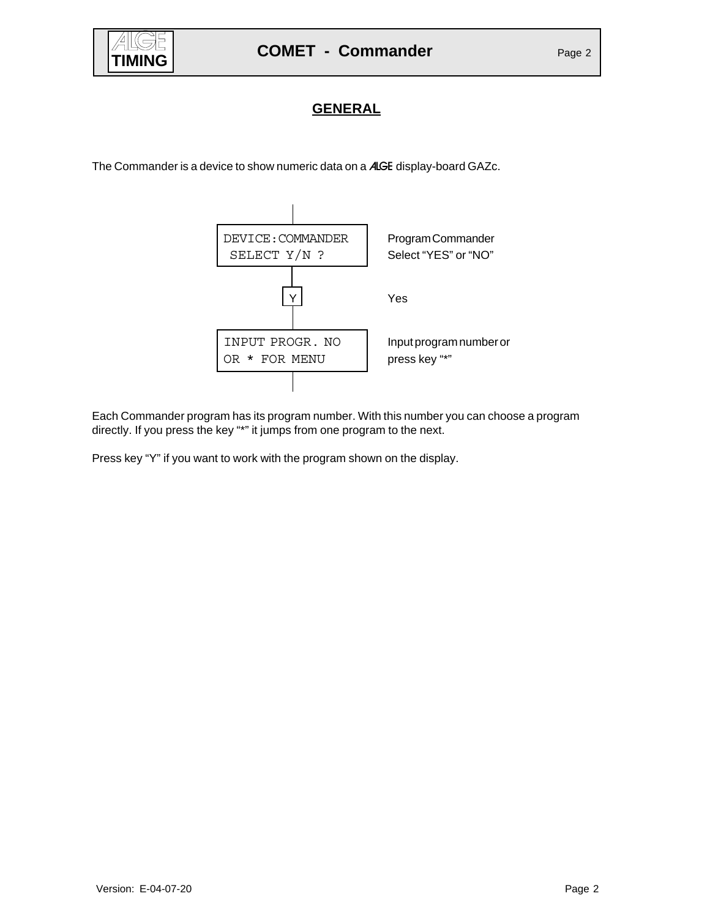## GENERAL

The Commander is a device to show numeric data on a ALGE display-board GAZc.

```
DEVICE:COMMANDER
 SELECT Y/N ?
```

Program Commander
Select “YES” or “NO”

Y — Yes

```
INPUT PROGR. NO
OR * FOR MENU
```

Input program number or press key “*”

Each Commander program has its program number. With this number you can choose a program directly. If you press the key “*” it jumps from one program to the next.

Press key “Y” if you want to work with the program shown on the display.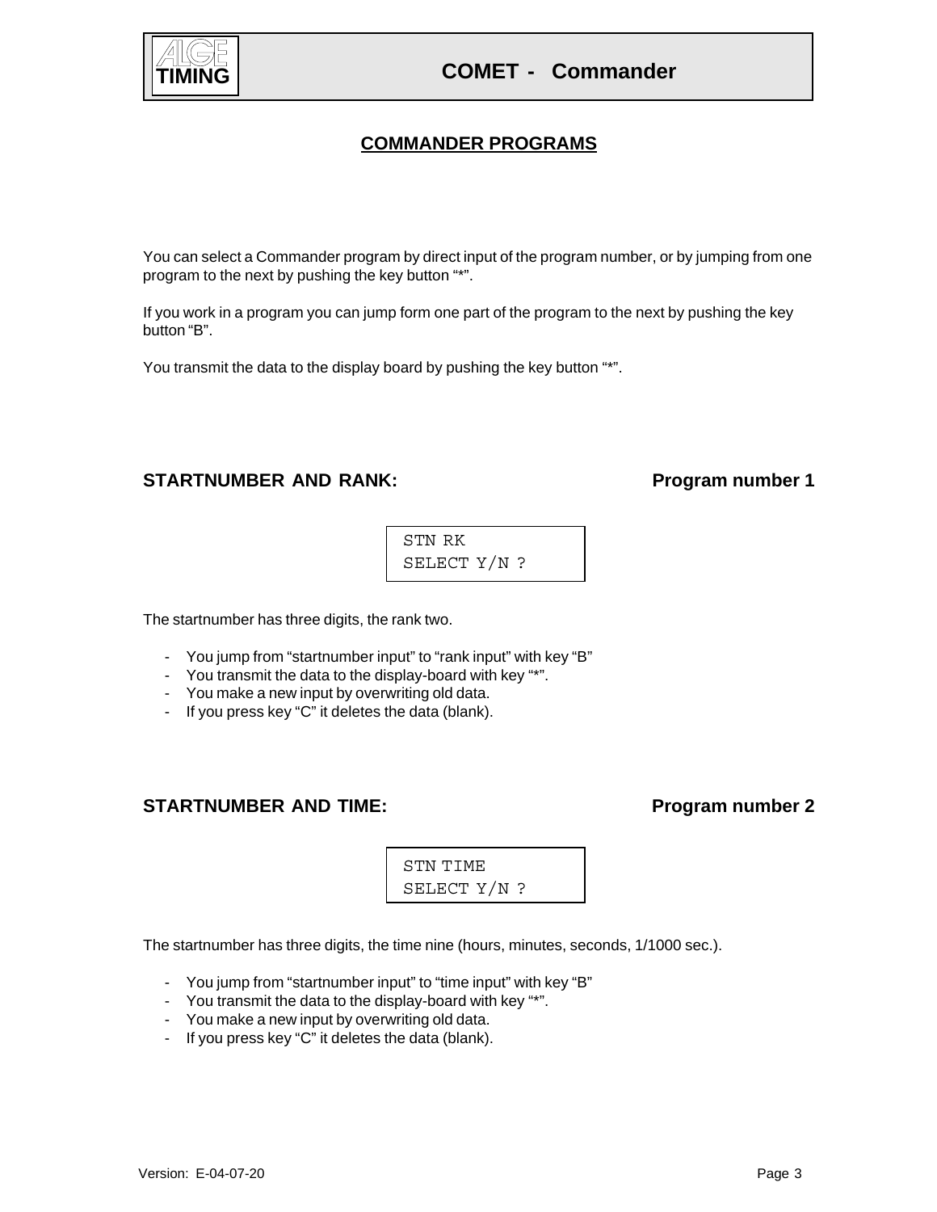## COMMANDER PROGRAMS

You can select a Commander program by direct input of the program number, or by jumping from one program to the next by pushing the key button "*".

If you work in a program you can jump form one part of the program to the next by pushing the key button "B".

You transmit the data to the display board by pushing the key button "*".

### STARTNUMBER AND RANK: Program number 1

```
STN RK
SELECT Y/N ?
```

The startnumber has three digits, the rank two.

- You jump from "startnumber input" to "rank input" with key "B"
- You transmit the data to the display-board with key "*".
- You make a new input by overwriting old data.
- If you press key "C" it deletes the data (blank).

### STARTNUMBER AND TIME: Program number 2

```
STN TIME
SELECT Y/N ?
```

The startnumber has three digits, the time nine (hours, minutes, seconds, 1/1000 sec.).

- You jump from "startnumber input" to "time input" with key "B"
- You transmit the data to the display-board with key "*".
- You make a new input by overwriting old data.
- If you press key "C" it deletes the data (blank).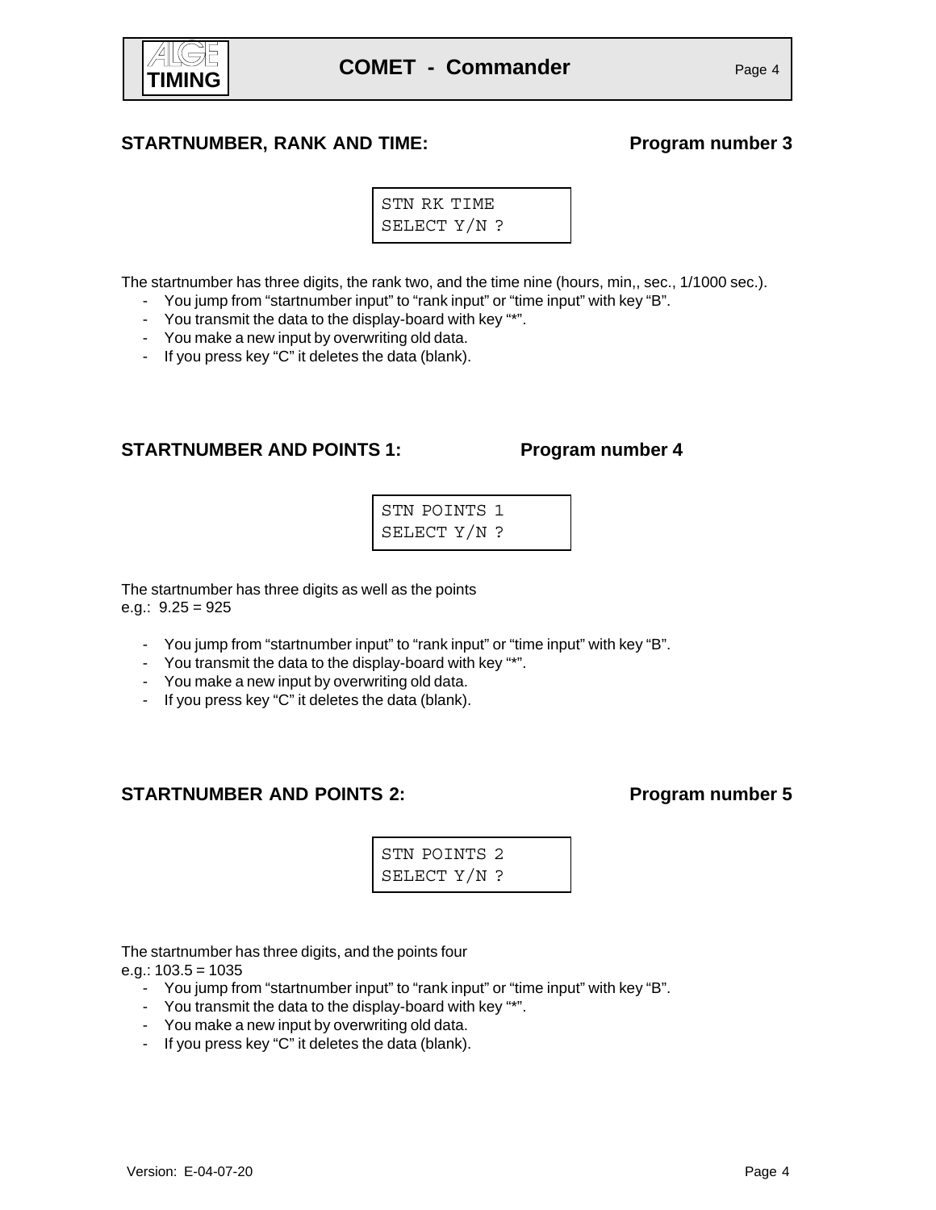## STARTNUMBER, RANK AND TIME: Program number 3

```
STN RK TIME
SELECT Y/N ?
```

The startnumber has three digits, the rank two, and the time nine (hours, min,, sec., 1/1000 sec.).

- You jump from “startnumber input” to “rank input” or “time input” with key “B”.
- You transmit the data to the display-board with key “*”.
- You make a new input by overwriting old data.
- If you press key “C” it deletes the data (blank).

## STARTNUMBER AND POINTS 1: Program number 4

```
STN POINTS 1
SELECT Y/N ?
```

The startnumber has three digits as well as the points
e.g.: 9.25 = 925

- You jump from “startnumber input” to “rank input” or “time input” with key “B”.
- You transmit the data to the display-board with key “*”.
- You make a new input by overwriting old data.
- If you press key “C” it deletes the data (blank).

## STARTNUMBER AND POINTS 2: Program number 5

```
STN POINTS 2
SELECT Y/N ?
```

The startnumber has three digits, and the points four
e.g.: 103.5 = 1035

- You jump from “startnumber input” to “rank input” or “time input” with key “B”.
- You transmit the data to the display-board with key “*”.
- You make a new input by overwriting old data.
- If you press key “C” it deletes the data (blank).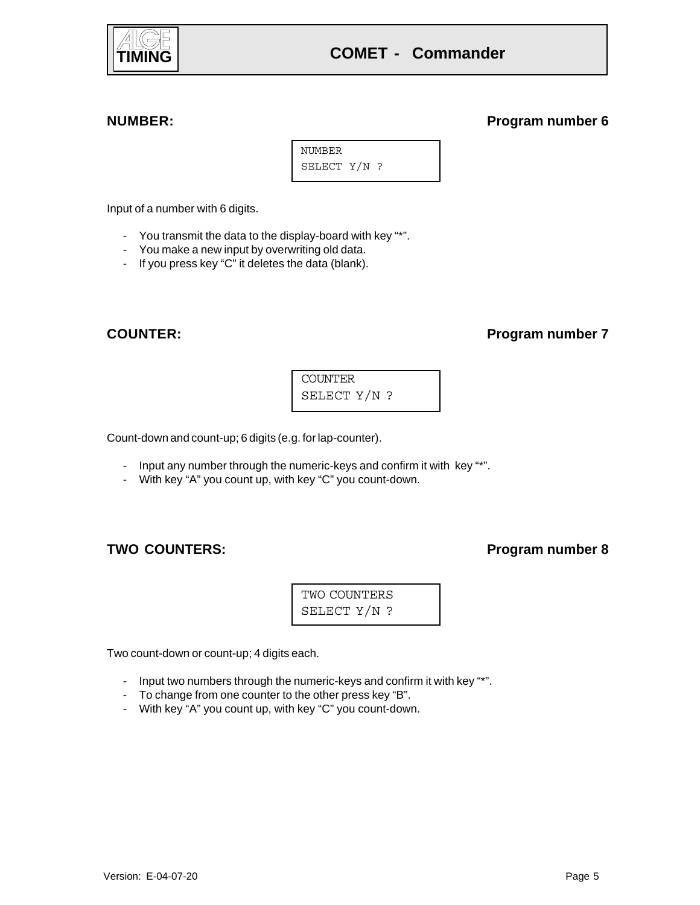## NUMBER: Program number 6

```
NUMBER
SELECT Y/N ?
```

Input of a number with 6 digits.

- You transmit the data to the display-board with key "*".
- You make a new input by overwriting old data.
- If you press key "C" it deletes the data (blank).

## COUNTER: Program number 7

```
COUNTER
SELECT Y/N ?
```

Count-down and count-up; 6 digits (e.g. for lap-counter).

- Input any number through the numeric-keys and confirm it with key "*".
- With key "A" you count up, with key "C" you count-down.

## TWO COUNTERS: Program number 8

```
TWO COUNTERS
SELECT Y/N ?
```

Two count-down or count-up; 4 digits each.

- Input two numbers through the numeric-keys and confirm it with key "*".
- To change from one counter to the other press key "B".
- With key "A" you count up, with key "C" you count-down.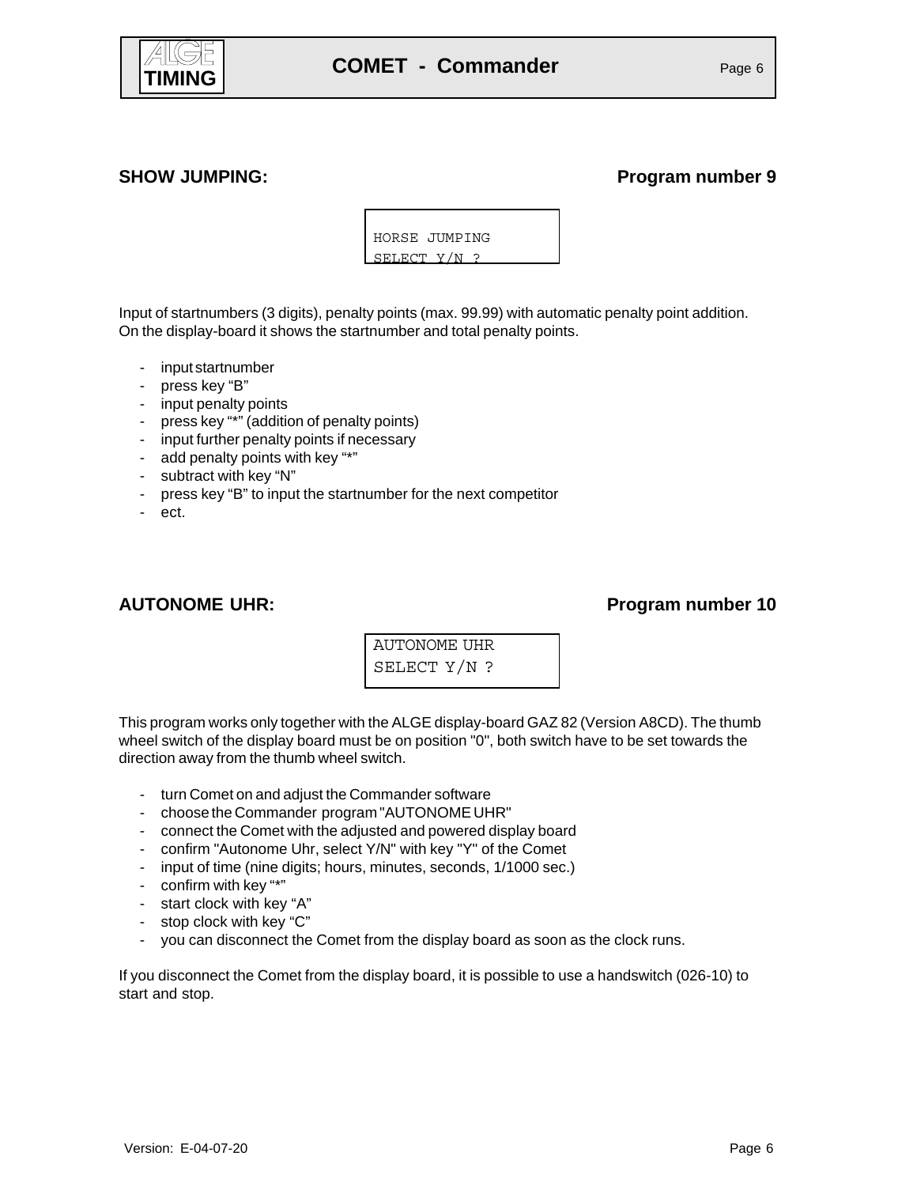## SHOW JUMPING: Program number 9

```
HORSE JUMPING
SELECT Y/N ?
```

Input of startnumbers (3 digits), penalty points (max. 99.99) with automatic penalty point addition. On the display-board it shows the startnumber and total penalty points.

- input startnumber
- press key "B"
- input penalty points
- press key "*" (addition of penalty points)
- input further penalty points if necessary
- add penalty points with key "*"
- subtract with key "N"
- press key "B" to input the startnumber for the next competitor
- ect.

## AUTONOME UHR: Program number 10

```
AUTONOME UHR
SELECT Y/N ?
```

This program works only together with the ALGE display-board GAZ 82 (Version A8CD). The thumb wheel switch of the display board must be on position "0", both switch have to be set towards the direction away from the thumb wheel switch.

- turn Comet on and adjust the Commander software
- choose the Commander program "AUTONOME UHR"
- connect the Comet with the adjusted and powered display board
- confirm "Autonome Uhr, select Y/N" with key "Y" of the Comet
- input of time (nine digits; hours, minutes, seconds, 1/1000 sec.)
- confirm with key "*"
- start clock with key "A"
- stop clock with key "C"
- you can disconnect the Comet from the display board as soon as the clock runs.

If you disconnect the Comet from the display board, it is possible to use a handswitch (026-10) to start and stop.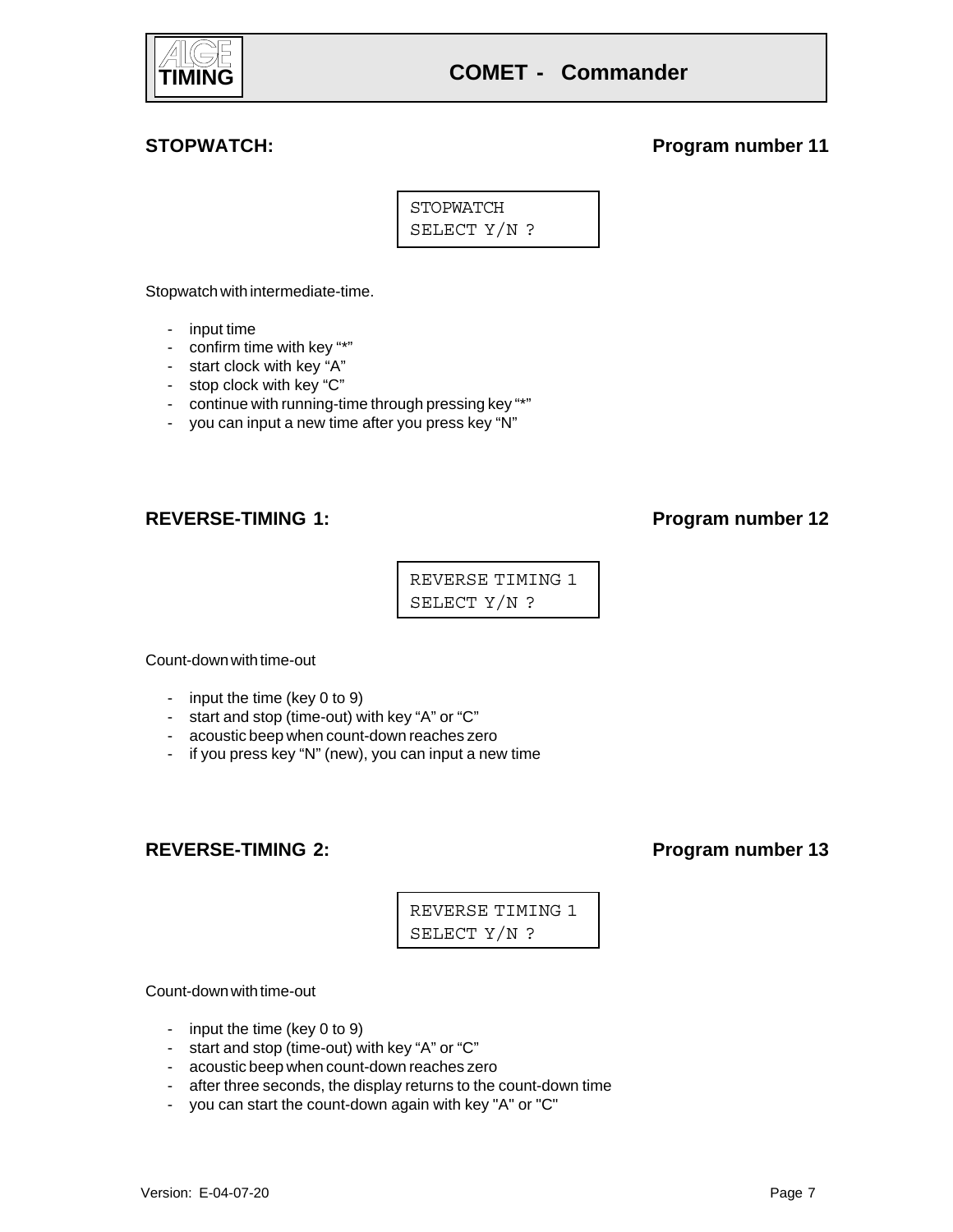## STOPWATCH: Program number 11

```
STOPWATCH
SELECT Y/N ?
```

Stopwatch with intermediate-time.

- input time
- confirm time with key “*”
- start clock with key “A”
- stop clock with key “C”
- continue with running-time through pressing key “*”
- you can input a new time after you press key “N”

## REVERSE-TIMING 1: Program number 12

```
REVERSE TIMING 1
SELECT Y/N ?
```

Count-down with time-out

- input the time (key 0 to 9)
- start and stop (time-out) with key “A” or “C”
- acoustic beep when count-down reaches zero
- if you press key “N” (new), you can input a new time

## REVERSE-TIMING 2: Program number 13

```
REVERSE TIMING 1
SELECT Y/N ?
```

Count-down with time-out

- input the time (key 0 to 9)
- start and stop (time-out) with key “A” or “C”
- acoustic beep when count-down reaches zero
- after three seconds, the display returns to the count-down time
- you can start the count-down again with key "A" or "C"